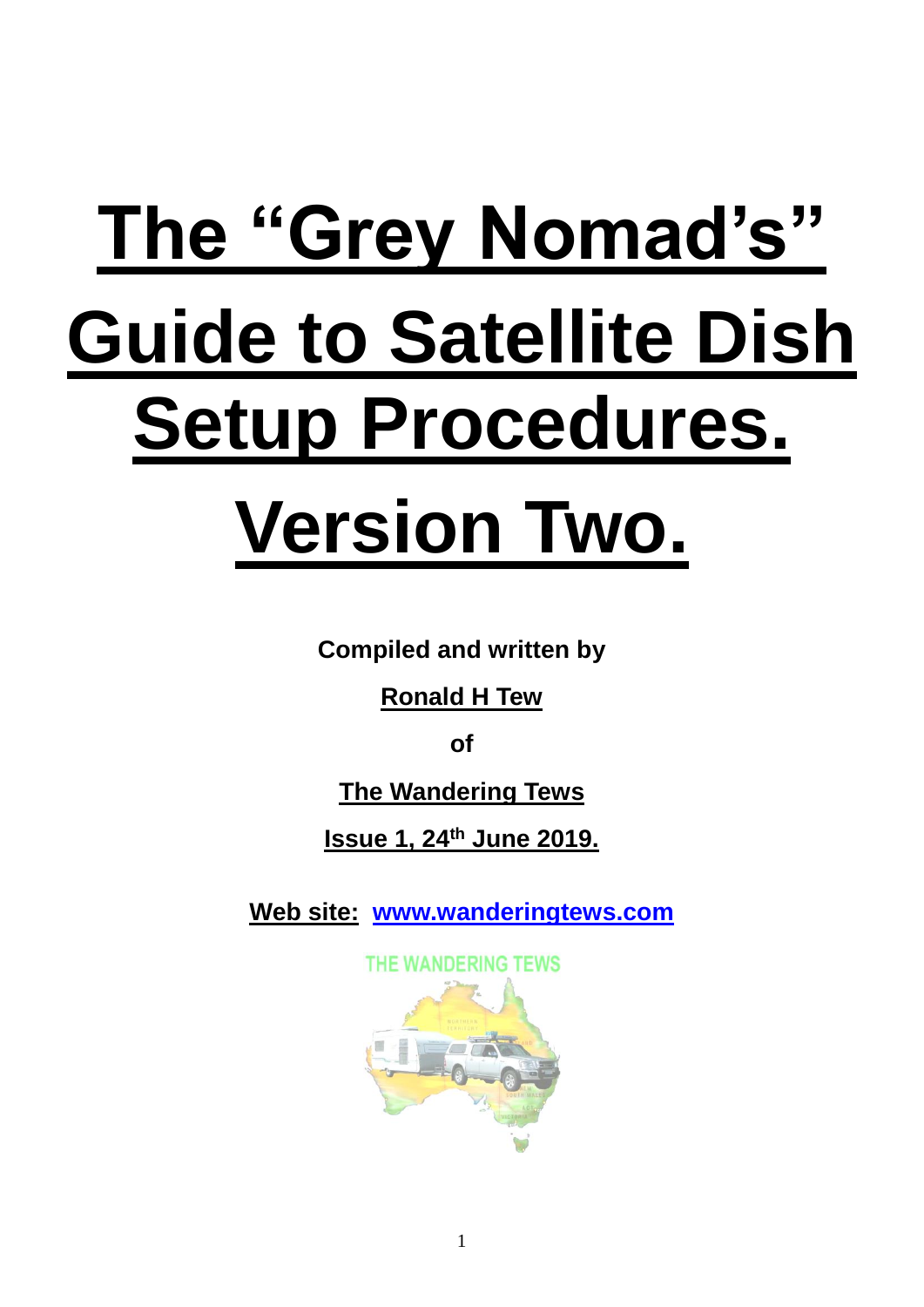# The "Grey Nomad's" Guide to Satellite Dish Setup Procedures.

# Version Two.

**Compiled and written by**

**Ronald H Tew**

**of**

**The Wandering Tews**

**Issue 1, 24th June 2019.**

**Web site: www.wanderingtews.com**

THE WANDERING TEWS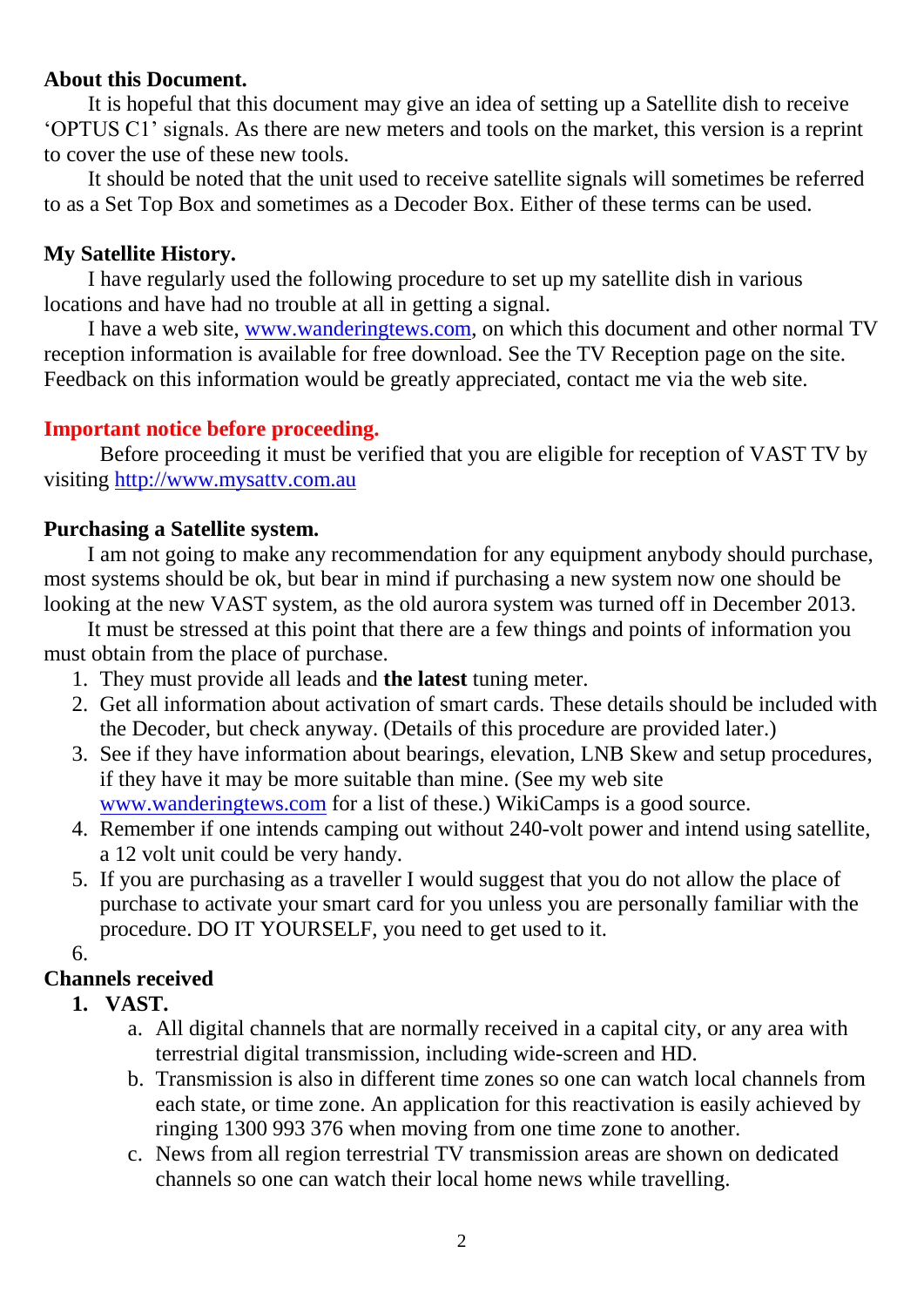**About this Document.**

It is hopeful that this document may give an idea of setting up a Satellite dish to receive 'OPTUS C1' signals. As there are new meters and tools on the market, this version is a reprint to cover the use of these new tools.

It should be noted that the unit used to receive satellite signals will sometimes be referred to as a Set Top Box and sometimes as a Decoder Box. Either of these terms can be used.

**My Satellite History.**

I have regularly used the following procedure to set up my satellite dish in various locations and have had no trouble at all in getting a signal.

I have a web site, www.wanderingtews.com, on which this document and other normal TV reception information is available for free download. See the TV Reception page on the site. Feedback on this information would be greatly appreciated, contact me via the web site.

**Important notice before proceeding.**

Before proceeding it must be verified that you are eligible for reception of VAST TV by visiting http://www.mysattv.com.au

**Purchasing a Satellite system.**

I am not going to make any recommendation for any equipment anybody should purchase, most systems should be ok, but bear in mind if purchasing a new system now one should be looking at the new VAST system, as the old aurora system was turned off in December 2013.

It must be stressed at this point that there are a few things and points of information you must obtain from the place of purchase.

1. They must provide all leads and **the latest** tuning meter.
2. Get all information about activation of smart cards. These details should be included with the Decoder, but check anyway. (Details of this procedure are provided later.)
3. See if they have information about bearings, elevation, LNB Skew and setup procedures, if they have it may be more suitable than mine. (See my web site www.wanderingtews.com for a list of these.) WikiCamps is a good source.
4. Remember if one intends camping out without 240-volt power and intend using satellite, a 12 volt unit could be very handy.
5. If you are purchasing as a traveller I would suggest that you do not allow the place of purchase to activate your smart card for you unless you are personally familiar with the procedure. DO IT YOURSELF, you need to get used to it.
6.

**Channels received**

1. **VAST.**
   a. All digital channels that are normally received in a capital city, or any area with terrestrial digital transmission, including wide-screen and HD.
   b. Transmission is also in different time zones so one can watch local channels from each state, or time zone. An application for this reactivation is easily achieved by ringing 1300 993 376 when moving from one time zone to another.
   c. News from all region terrestrial TV transmission areas are shown on dedicated channels so one can watch their local home news while travelling.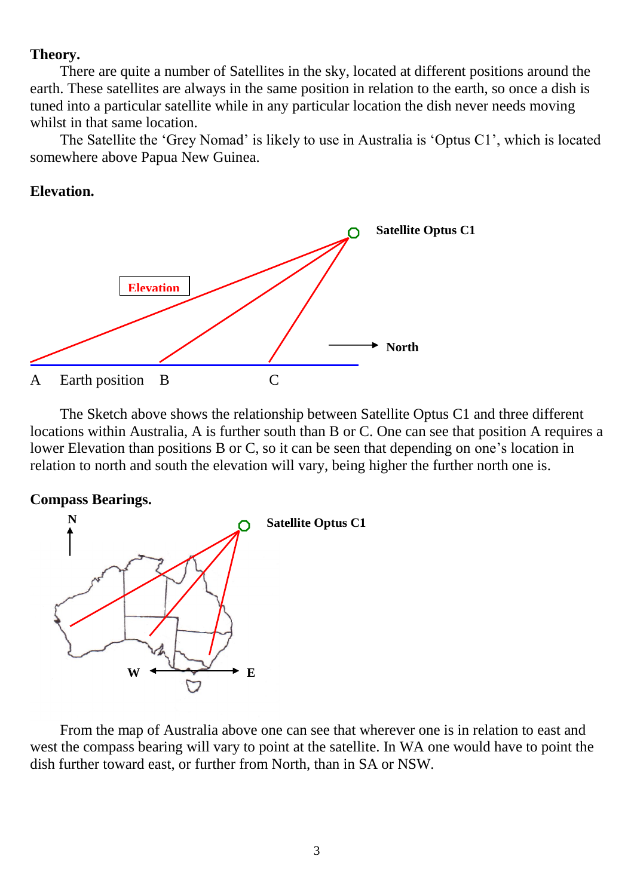**Theory.**

There are quite a number of Satellites in the sky, located at different positions around the earth. These satellites are always in the same position in relation to the earth, so once a dish is tuned into a particular satellite while in any particular location the dish never needs moving whilst in that same location.

The Satellite the 'Grey Nomad' is likely to use in Australia is 'Optus C1', which is located somewhere above Papua New Guinea.

**Elevation.**

The Sketch above shows the relationship between Satellite Optus C1 and three different locations within Australia, A is further south than B or C. One can see that position A requires a lower Elevation than positions B or C, so it can be seen that depending on one's location in relation to north and south the elevation will vary, being higher the further north one is.

**Compass Bearings.**

From the map of Australia above one can see that wherever one is in relation to east and west the compass bearing will vary to point at the satellite. In WA one would have to point the dish further toward east, or further from North, than in SA or NSW.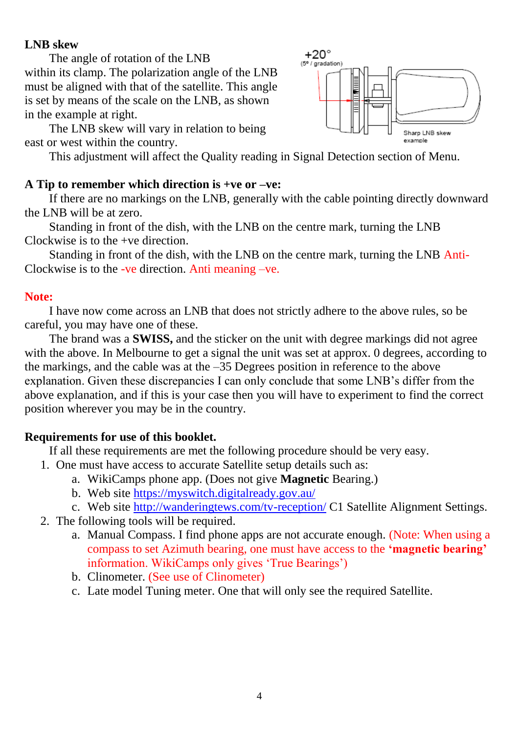**LNB skew**

The angle of rotation of the LNB within its clamp. The polarization angle of the LNB must be aligned with that of the satellite. This angle is set by means of the scale on the LNB, as shown in the example at right.

The LNB skew will vary in relation to being east or west within the country.

This adjustment will affect the Quality reading in Signal Detection section of Menu.

**A Tip to remember which direction is +ve or –ve:**

If there are no markings on the LNB, generally with the cable pointing directly downward the LNB will be at zero.

Standing in front of the dish, with the LNB on the centre mark, turning the LNB Clockwise is to the +ve direction.

Standing in front of the dish, with the LNB on the centre mark, turning the LNB Anti-Clockwise is to the -ve direction. Anti meaning –ve.

**Note:**

I have now come across an LNB that does not strictly adhere to the above rules, so be careful, you may have one of these.

The brand was a **SWISS,** and the sticker on the unit with degree markings did not agree with the above. In Melbourne to get a signal the unit was set at approx. 0 degrees, according to the markings, and the cable was at the –35 Degrees position in reference to the above explanation. Given these discrepancies I can only conclude that some LNB's differ from the above explanation, and if this is your case then you will have to experiment to find the correct position wherever you may be in the country.

**Requirements for use of this booklet.**

If all these requirements are met the following procedure should be very easy.

1. One must have access to accurate Satellite setup details such as:
   a. WikiCamps phone app. (Does not give **Magnetic** Bearing.)
   b. Web site https://myswitch.digitalready.gov.au/
   c. Web site http://wanderingtews.com/tv-reception/ C1 Satellite Alignment Settings.
2. The following tools will be required.
   a. Manual Compass. I find phone apps are not accurate enough. (Note: When using a compass to set Azimuth bearing, one must have access to the **'magnetic bearing'** information. WikiCamps only gives 'True Bearings')
   b. Clinometer. (See use of Clinometer)
   c. Late model Tuning meter. One that will only see the required Satellite.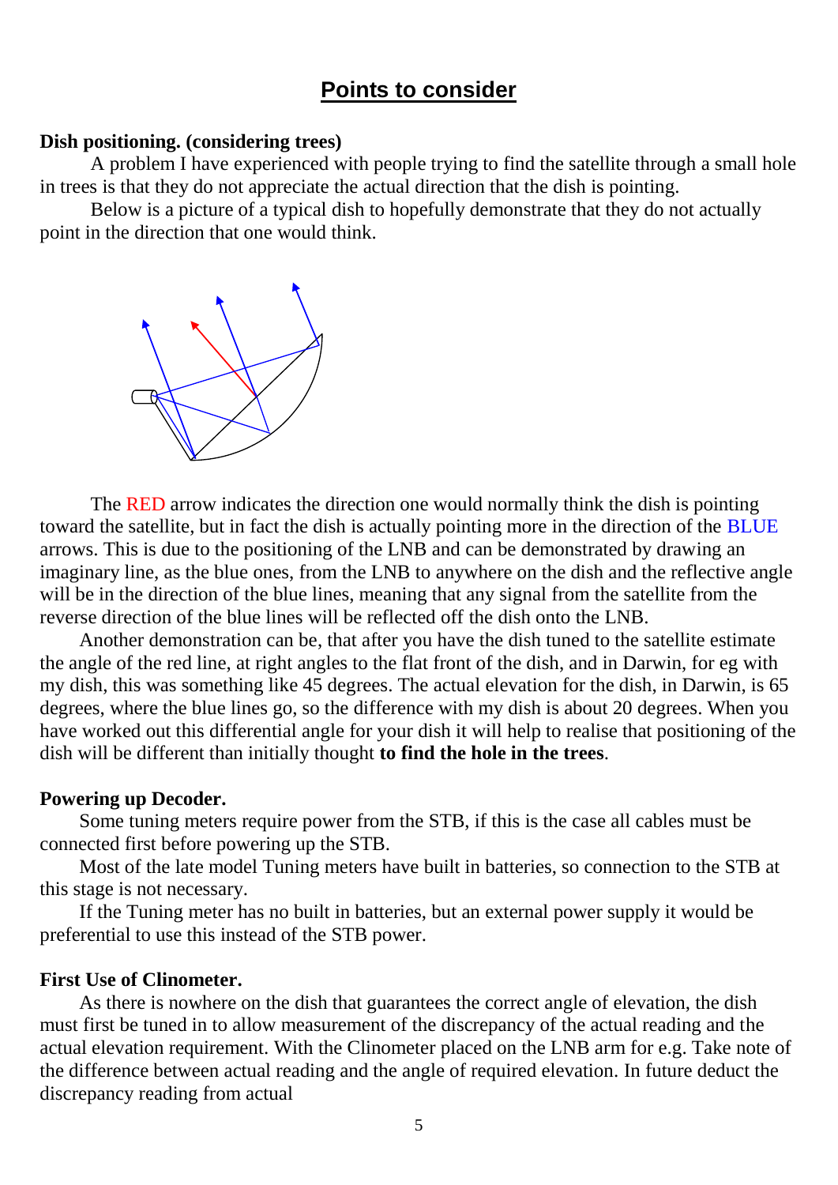## Points to consider

**Dish positioning. (considering trees)**

A problem I have experienced with people trying to find the satellite through a small hole in trees is that they do not appreciate the actual direction that the dish is pointing.

Below is a picture of a typical dish to hopefully demonstrate that they do not actually point in the direction that one would think.

The RED arrow indicates the direction one would normally think the dish is pointing toward the satellite, but in fact the dish is actually pointing more in the direction of the BLUE arrows. This is due to the positioning of the LNB and can be demonstrated by drawing an imaginary line, as the blue ones, from the LNB to anywhere on the dish and the reflective angle will be in the direction of the blue lines, meaning that any signal from the satellite from the reverse direction of the blue lines will be reflected off the dish onto the LNB.

Another demonstration can be, that after you have the dish tuned to the satellite estimate the angle of the red line, at right angles to the flat front of the dish, and in Darwin, for eg with my dish, this was something like 45 degrees. The actual elevation for the dish, in Darwin, is 65 degrees, where the blue lines go, so the difference with my dish is about 20 degrees. When you have worked out this differential angle for your dish it will help to realise that positioning of the dish will be different than initially thought **to find the hole in the trees**.

**Powering up Decoder.**

Some tuning meters require power from the STB, if this is the case all cables must be connected first before powering up the STB.

Most of the late model Tuning meters have built in batteries, so connection to the STB at this stage is not necessary.

If the Tuning meter has no built in batteries, but an external power supply it would be preferential to use this instead of the STB power.

**First Use of Clinometer.**

As there is nowhere on the dish that guarantees the correct angle of elevation, the dish must first be tuned in to allow measurement of the discrepancy of the actual reading and the actual elevation requirement. With the Clinometer placed on the LNB arm for e.g. Take note of the difference between actual reading and the angle of required elevation. In future deduct the discrepancy reading from actual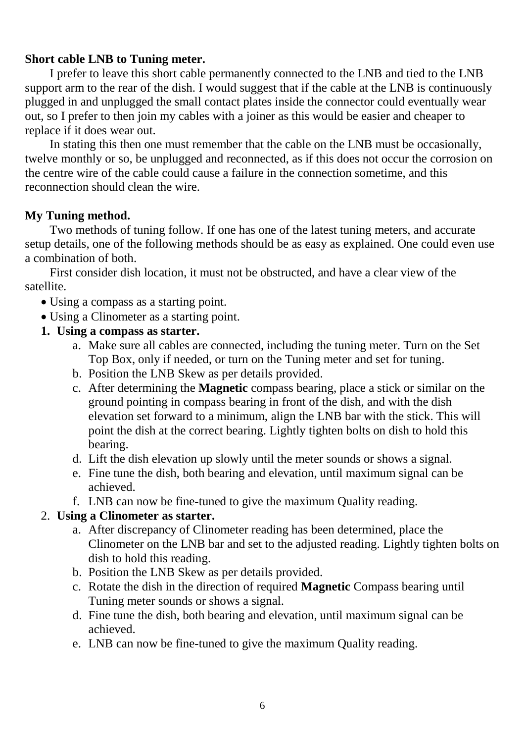**Short cable LNB to Tuning meter.**

I prefer to leave this short cable permanently connected to the LNB and tied to the LNB support arm to the rear of the dish. I would suggest that if the cable at the LNB is continuously plugged in and unplugged the small contact plates inside the connector could eventually wear out, so I prefer to then join my cables with a joiner as this would be easier and cheaper to replace if it does wear out.

In stating this then one must remember that the cable on the LNB must be occasionally, twelve monthly or so, be unplugged and reconnected, as if this does not occur the corrosion on the centre wire of the cable could cause a failure in the connection sometime, and this reconnection should clean the wire.

**My Tuning method.**

Two methods of tuning follow. If one has one of the latest tuning meters, and accurate setup details, one of the following methods should be as easy as explained. One could even use a combination of both.

First consider dish location, it must not be obstructed, and have a clear view of the satellite.

- Using a compass as a starting point.
- Using a Clinometer as a starting point.

1. **Using a compass as starter.**
   a. Make sure all cables are connected, including the tuning meter. Turn on the Set Top Box, only if needed, or turn on the Tuning meter and set for tuning.
   b. Position the LNB Skew as per details provided.
   c. After determining the **Magnetic** compass bearing, place a stick or similar on the ground pointing in compass bearing in front of the dish, and with the dish elevation set forward to a minimum, align the LNB bar with the stick. This will point the dish at the correct bearing. Lightly tighten bolts on dish to hold this bearing.
   d. Lift the dish elevation up slowly until the meter sounds or shows a signal.
   e. Fine tune the dish, both bearing and elevation, until maximum signal can be achieved.
   f. LNB can now be fine-tuned to give the maximum Quality reading.
2. **Using a Clinometer as starter.**
   a. After discrepancy of Clinometer reading has been determined, place the Clinometer on the LNB bar and set to the adjusted reading. Lightly tighten bolts on dish to hold this reading.
   b. Position the LNB Skew as per details provided.
   c. Rotate the dish in the direction of required **Magnetic** Compass bearing until Tuning meter sounds or shows a signal.
   d. Fine tune the dish, both bearing and elevation, until maximum signal can be achieved.
   e. LNB can now be fine-tuned to give the maximum Quality reading.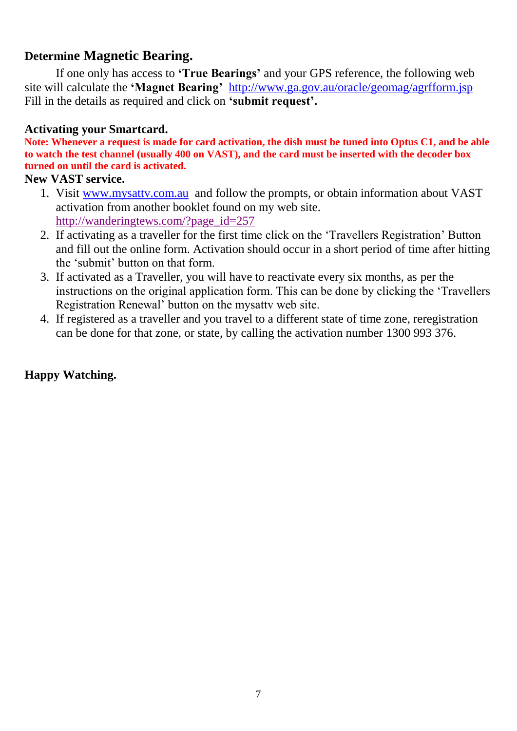## Determine Magnetic Bearing.

If one only has access to **'True Bearings'** and your GPS reference, the following web site will calculate the **'Magnet Bearing'** http://www.ga.gov.au/oracle/geomag/agrfform.jsp Fill in the details as required and click on **'submit request'.**

### Activating your Smartcard.

**Note: Whenever a request is made for card activation, the dish must be tuned into Optus C1, and be able to watch the test channel (usually 400 on VAST), and the card must be inserted with the decoder box turned on until the card is activated.**

### New VAST service.

1. Visit www.mysattv.com.au and follow the prompts, or obtain information about VAST activation from another booklet found on my web site. http://wanderingtews.com/?page_id=257
2. If activating as a traveller for the first time click on the 'Travellers Registration' Button and fill out the online form. Activation should occur in a short period of time after hitting the 'submit' button on that form.
3. If activated as a Traveller, you will have to reactivate every six months, as per the instructions on the original application form. This can be done by clicking the 'Travellers Registration Renewal' button on the mysattv web site.
4. If registered as a traveller and you travel to a different state of time zone, reregistration can be done for that zone, or state, by calling the activation number 1300 993 376.

**Happy Watching.**